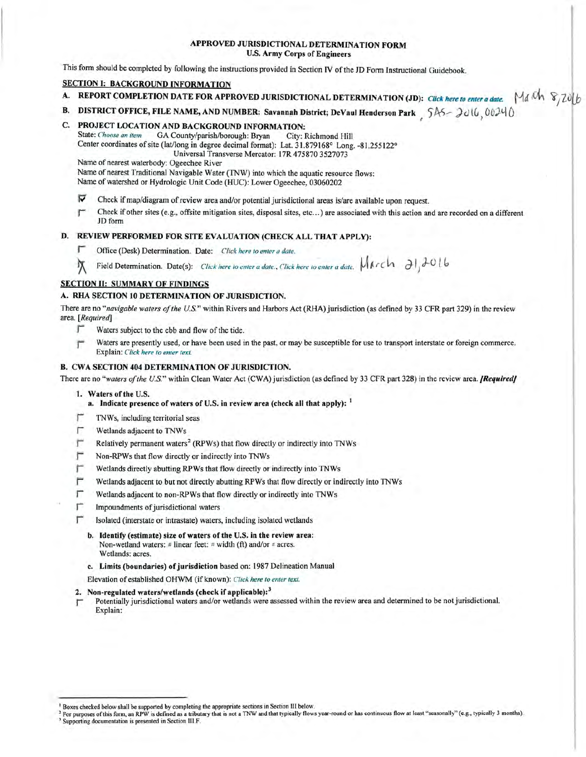# APPROVED JURISDICTIONAL DETERMINATION FORM
## U.S. Army Corps of Engineers

This form should be completed by following the instructions provided in Section IV of the JD Form Instructional Guidebook.

## SECTION I: BACKGROUND INFORMATION

**A. REPORT COMPLETION DATE FOR APPROVED JURISDICTIONAL DETERMINATION (JD):** *Click here to enter a date.* March 8, 2016

**B. DISTRICT OFFICE, FILE NAME, AND NUMBER: Savannah District; DeVaul Henderson Park** , SAS-2016, 00240

**C. PROJECT LOCATION AND BACKGROUND INFORMATION:**

State: *Choose an item* GA County/parish/borough: Bryan City: Richmond Hill

Center coordinates of site (lat/long in degree decimal format): Lat. 31.879168° Long. -81.255122°

Universal Transverse Mercator: 17R 475870 3527073

Name of nearest waterbody: Ogeechee River

Name of nearest Traditional Navigable Water (TNW) into which the aquatic resource flows:

Name of watershed or Hydrologic Unit Code (HUC): Lower Ogeechee, 03060202

- ☑ Check if map/diagram of review area and/or potential jurisdictional areas is/are available upon request.
- ☐ Check if other sites (e.g., offsite mitigation sites, disposal sites, etc…) are associated with this action and are recorded on a different JD form

**D. REVIEW PERFORMED FOR SITE EVALUATION (CHECK ALL THAT APPLY):**

- ☐ Office (Desk) Determination. Date: *Click here to enter a date.*
- ☒ Field Determination. Date(s): *Click here to enter a date., Click here to enter a date.* March 21, 2016

## SECTION II: SUMMARY OF FINDINGS

**A. RHA SECTION 10 DETERMINATION OF JURISDICTION.**

There are no "*navigable waters of the U.S.*" within Rivers and Harbors Act (RHA) jurisdiction (as defined by 33 CFR part 329) in the review area. [*Required*]

- ☐ Waters subject to the ebb and flow of the tide.
- ☐ Waters are presently used, or have been used in the past, or may be susceptible for use to transport interstate or foreign commerce. Explain: *Click here to enter text.*

**B. CWA SECTION 404 DETERMINATION OF JURISDICTION.**

There are no "*waters of the U.S.*" within Clean Water Act (CWA) jurisdiction (as defined by 33 CFR part 328) in the review area. ***[Required]***

**1. Waters of the U.S.**

**a. Indicate presence of waters of U.S. in review area (check all that apply):** [1]

- ☐ TNWs, including territorial seas
- ☐ Wetlands adjacent to TNWs
- ☐ Relatively permanent waters[2] (RPWs) that flow directly or indirectly into TNWs
- ☐ Non-RPWs that flow directly or indirectly into TNWs
- ☐ Wetlands directly abutting RPWs that flow directly or indirectly into TNWs
- ☐ Wetlands adjacent to but not directly abutting RPWs that flow directly or indirectly into TNWs
- ☐ Wetlands adjacent to non-RPWs that flow directly or indirectly into TNWs
- ☐ Impoundments of jurisdictional waters
- ☐ Isolated (interstate or intrastate) waters, including isolated wetlands

**b. Identify (estimate) size of waters of the U.S. in the review area:**

Non-wetland waters: # linear feet: # width (ft) and/or # acres.

Wetlands: acres.

**c. Limits (boundaries) of jurisdiction** based on: 1987 Delineation Manual

Elevation of established OHWM (if known): *Click here to enter text.*

**2. Non-regulated waters/wetlands (check if applicable):**[3]

- ☐ Potentially jurisdictional waters and/or wetlands were assessed within the review area and determined to be not jurisdictional. Explain:

---

[1] Boxes checked below shall be supported by completing the appropriate sections in Section III below.

[2] For purposes of this form, an RPW is defined as a tributary that is not a TNW and that typically flows year-round or has continuous flow at least "seasonally" (e.g., typically 3 months).

[3] Supporting documentation is presented in Section III.F.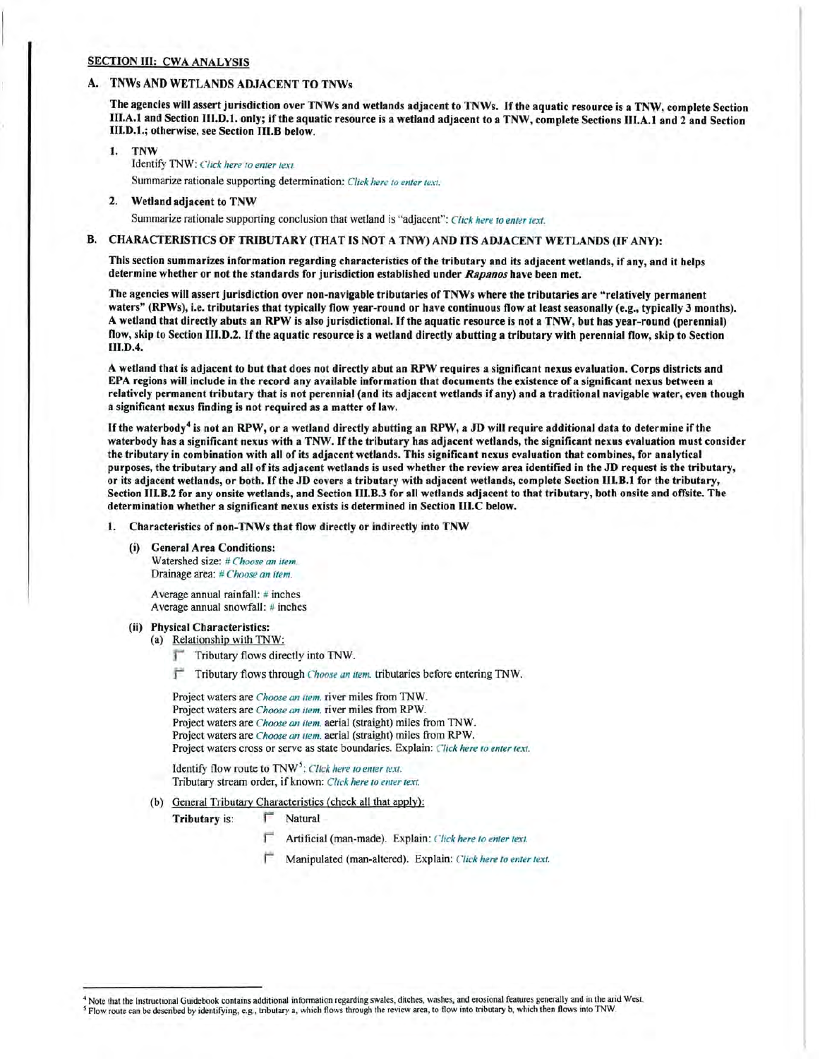## SECTION III: CWA ANALYSIS

### A. TNWs AND WETLANDS ADJACENT TO TNWs

**The agencies will assert jurisdiction over TNWs and wetlands adjacent to TNWs. If the aquatic resource is a TNW, complete Section III.A.1 and Section III.D.1. only; if the aquatic resource is a wetland adjacent to a TNW, complete Sections III.A.1 and 2 and Section III.D.1.; otherwise, see Section III.B below.**

1. **TNW**

   Identify TNW: *Click here to enter text.*

   Summarize rationale supporting determination: *Click here to enter text.*

2. **Wetland adjacent to TNW**

   Summarize rationale supporting conclusion that wetland is "adjacent": *Click here to enter text.*

### B. CHARACTERISTICS OF TRIBUTARY (THAT IS NOT A TNW) AND ITS ADJACENT WETLANDS (IF ANY):

**This section summarizes information regarding characteristics of the tributary and its adjacent wetlands, if any, and it helps determine whether or not the standards for jurisdiction established under *Rapanos* have been met.**

**The agencies will assert jurisdiction over non-navigable tributaries of TNWs where the tributaries are "relatively permanent waters" (RPWs), i.e. tributaries that typically flow year-round or have continuous flow at least seasonally (e.g., typically 3 months). A wetland that directly abuts an RPW is also jurisdictional. If the aquatic resource is not a TNW, but has year-round (perennial) flow, skip to Section III.D.2. If the aquatic resource is a wetland directly abutting a tributary with perennial flow, skip to Section III.D.4.**

**A wetland that is adjacent to but that does not directly abut an RPW requires a significant nexus evaluation. Corps districts and EPA regions will include in the record any available information that documents the existence of a significant nexus between a relatively permanent tributary that is not perennial (and its adjacent wetlands if any) and a traditional navigable water, even though a significant nexus finding is not required as a matter of law.**

**If the waterbody[4] is not an RPW, or a wetland directly abutting an RPW, a JD will require additional data to determine if the waterbody has a significant nexus with a TNW. If the tributary has adjacent wetlands, the significant nexus evaluation must consider the tributary in combination with all of its adjacent wetlands. This significant nexus evaluation that combines, for analytical purposes, the tributary and all of its adjacent wetlands is used whether the review area identified in the JD request is the tributary, or its adjacent wetlands, or both. If the JD covers a tributary with adjacent wetlands, complete Section III.B.1 for the tributary, Section III.B.2 for any onsite wetlands, and Section III.B.3 for all wetlands adjacent to that tributary, both onsite and offsite. The determination whether a significant nexus exists is determined in Section III.C below.**

1. **Characteristics of non-TNWs that flow directly or indirectly into TNW**

   **(i) General Area Conditions:**

   Watershed size: *# Choose an item.*
   Drainage area: *# Choose an item.*

   Average annual rainfall: # inches
   Average annual snowfall: # inches

   **(ii) Physical Characteristics:**

   (a) Relationship with TNW:

   ☐ Tributary flows directly into TNW.

   ☐ Tributary flows through *Choose an item.* tributaries before entering TNW.

   Project waters are *Choose an item.* river miles from TNW.
   Project waters are *Choose an item.* river miles from RPW.
   Project waters are *Choose an item.* aerial (straight) miles from TNW.
   Project waters are *Choose an item.* aerial (straight) miles from RPW.
   Project waters cross or serve as state boundaries. Explain: *Click here to enter text.*

   Identify flow route to TNW[5]: *Click here to enter text.*
   Tributary stream order, if known: *Click here to enter text.*

   (b) General Tributary Characteristics (check all that apply):

   **Tributary** is: ☐ Natural

   ☐ Artificial (man-made). Explain: *Click here to enter text.*

   ☐ Manipulated (man-altered). Explain: *Click here to enter text.*

---

[4] Note that the Instructional Guidebook contains additional information regarding swales, ditches, washes, and erosional features generally and in the arid West.

[5] Flow route can be described by identifying, e.g., tributary a, which flows through the review area, to flow into tributary b, which then flows into TNW.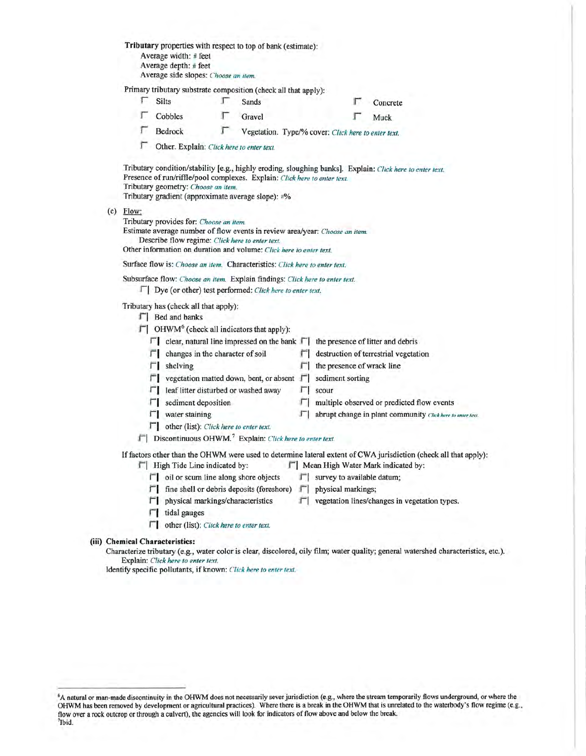**Tributary** properties with respect to top of bank (estimate):

Average width: # feet
Average depth: # feet
Average side slopes: *Choose an item.*

Primary tributary substrate composition (check all that apply):

- ☐ Silts
- ☐ Sands
- ☐ Concrete
- ☐ Cobbles
- ☐ Gravel
- ☐ Muck
- ☐ Bedrock
- ☐ Vegetation. Type/% cover: *Click here to enter text.*
- ☐ Other. Explain: *Click here to enter text.*

Tributary condition/stability [e.g., highly eroding, sloughing banks]. Explain: *Click here to enter text.*
Presence of run/riffle/pool complexes. Explain: *Click here to enter text.*
Tributary geometry: *Choose an item.*
Tributary gradient (approximate average slope): #%

(c) Flow:

Tributary provides for: *Choose an item.*
Estimate average number of flow events in review area/year: *Choose an item.*
Describe flow regime: *Click here to enter text.*
Other information on duration and volume: *Click here to enter text.*

Surface flow is: *Choose an item.* Characteristics: *Click here to enter text.*

Subsurface flow: *Choose an item.* Explain findings: *Click here to enter text.*

- ☐ Dye (or other) test performed: *Click here to enter text.*

Tributary has (check all that apply):

- ☐ Bed and banks
- ☐ OHWM[6] (check all indicators that apply):
  - ☐ clear, natural line impressed on the bank
  - ☐ the presence of litter and debris
  - ☐ changes in the character of soil
  - ☐ destruction of terrestrial vegetation
  - ☐ shelving
  - ☐ the presence of wrack line
  - ☐ vegetation matted down, bent, or absent
  - ☐ sediment sorting
  - ☐ leaf litter disturbed or washed away
  - ☐ scour
  - ☐ sediment deposition
  - ☐ multiple observed or predicted flow events
  - ☐ water staining
  - ☐ abrupt change in plant community *Click here to enter text.*
  - ☐ other (list): *Click here to enter text.*
- ☐ Discontinuous OHWM.[7] Explain: *Click here to enter text.*

If factors other than the OHWM were used to determine lateral extent of CWA jurisdiction (check all that apply):

- ☐ High Tide Line indicated by:
  - ☐ oil or scum line along shore objects
  - ☐ fine shell or debris deposits (foreshore)
  - ☐ physical markings/characteristics
  - ☐ tidal gauges
  - ☐ other (list): *Click here to enter text.*
- ☐ Mean High Water Mark indicated by:
  - ☐ survey to available datum;
  - ☐ physical markings;
  - ☐ vegetation lines/changes in vegetation types.

**(iii) Chemical Characteristics:**

Characterize tributary (e.g., water color is clear, discolored, oily film; water quality; general watershed characteristics, etc.).
Explain: *Click here to enter text.*
Identify specific pollutants, if known: *Click here to enter text.*

---

[6]A natural or man-made discontinuity in the OHWM does not necessarily sever jurisdiction (e.g., where the stream temporarily flows underground, or where the OHWM has been removed by development or agricultural practices). Where there is a break in the OHWM that is unrelated to the waterbody's flow regime (e.g., flow over a rock outcrop or through a culvert), the agencies will look for indicators of flow above and below the break.
[7]Ibid.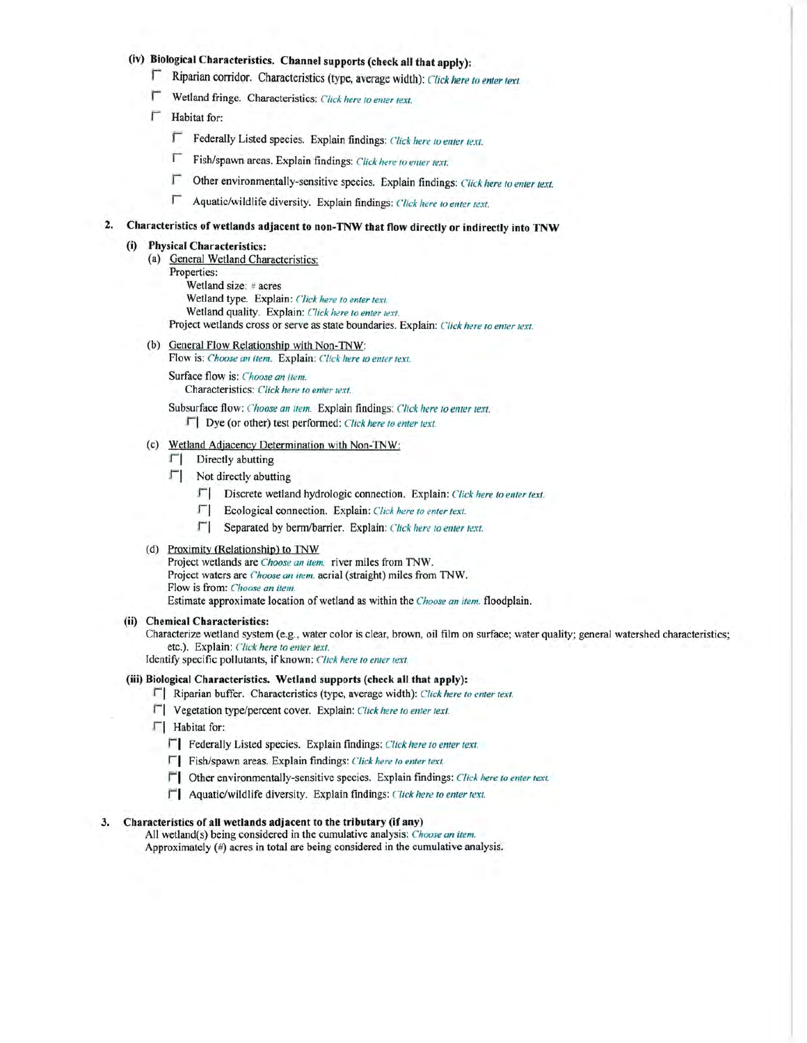**(iv) Biological Characteristics. Channel supports (check all that apply):**

- ☐ Riparian corridor. Characteristics (type, average width): *Click here to enter text.*
- ☐ Wetland fringe. Characteristics: *Click here to enter text.*
- ☐ Habitat for:
  - ☐ Federally Listed species. Explain findings: *Click here to enter text.*
  - ☐ Fish/spawn areas. Explain findings: *Click here to enter text.*
  - ☐ Other environmentally-sensitive species. Explain findings: *Click here to enter text.*
  - ☐ Aquatic/wildlife diversity. Explain findings: *Click here to enter text.*

**2. Characteristics of wetlands adjacent to non-TNW that flow directly or indirectly into TNW**

**(i) Physical Characteristics:**

(a) General Wetland Characteristics:

Properties:

Wetland size: # acres

Wetland type. Explain: *Click here to enter text.*

Wetland quality. Explain: *Click here to enter text.*

Project wetlands cross or serve as state boundaries. Explain: *Click here to enter text.*

(b) General Flow Relationship with Non-TNW:

Flow is: *Choose an item.* Explain: *Click here to enter text.*

Surface flow is: *Choose an item.*

Characteristics: *Click here to enter text.*

Subsurface flow: *Choose an item.* Explain findings: *Click here to enter text.*

☐ Dye (or other) test performed: *Click here to enter text.*

(c) Wetland Adjacency Determination with Non-TNW:

- ☐ Directly abutting
- ☐ Not directly abutting
  - ☐ Discrete wetland hydrologic connection. Explain: *Click here to enter text.*
  - ☐ Ecological connection. Explain: *Click here to enter text.*
  - ☐ Separated by berm/barrier. Explain: *Click here to enter text.*

(d) Proximity (Relationship) to TNW

Project wetlands are *Choose an item.* river miles from TNW.

Project waters are *Choose an item.* aerial (straight) miles from TNW.

Flow is from: *Choose an item.*

Estimate approximate location of wetland as within the *Choose an item.* floodplain.

**(ii) Chemical Characteristics:**

Characterize wetland system (e.g., water color is clear, brown, oil film on surface; water quality; general watershed characteristics; etc.). Explain: *Click here to enter text.*

Identify specific pollutants, if known: *Click here to enter text.*

**(iii) Biological Characteristics. Wetland supports (check all that apply):**

- ☐ Riparian buffer. Characteristics (type, average width): *Click here to enter text.*
- ☐ Vegetation type/percent cover. Explain: *Click here to enter text.*
- ☐ Habitat for:
  - ☐ Federally Listed species. Explain findings: *Click here to enter text.*
  - ☐ Fish/spawn areas. Explain findings: *Click here to enter text.*
  - ☐ Other environmentally-sensitive species. Explain findings: *Click here to enter text.*
  - ☐ Aquatic/wildlife diversity. Explain findings: *Click here to enter text.*

**3. Characteristics of all wetlands adjacent to the tributary (if any)**

All wetland(s) being considered in the cumulative analysis: *Choose an item.*

Approximately (#) acres in total are being considered in the cumulative analysis.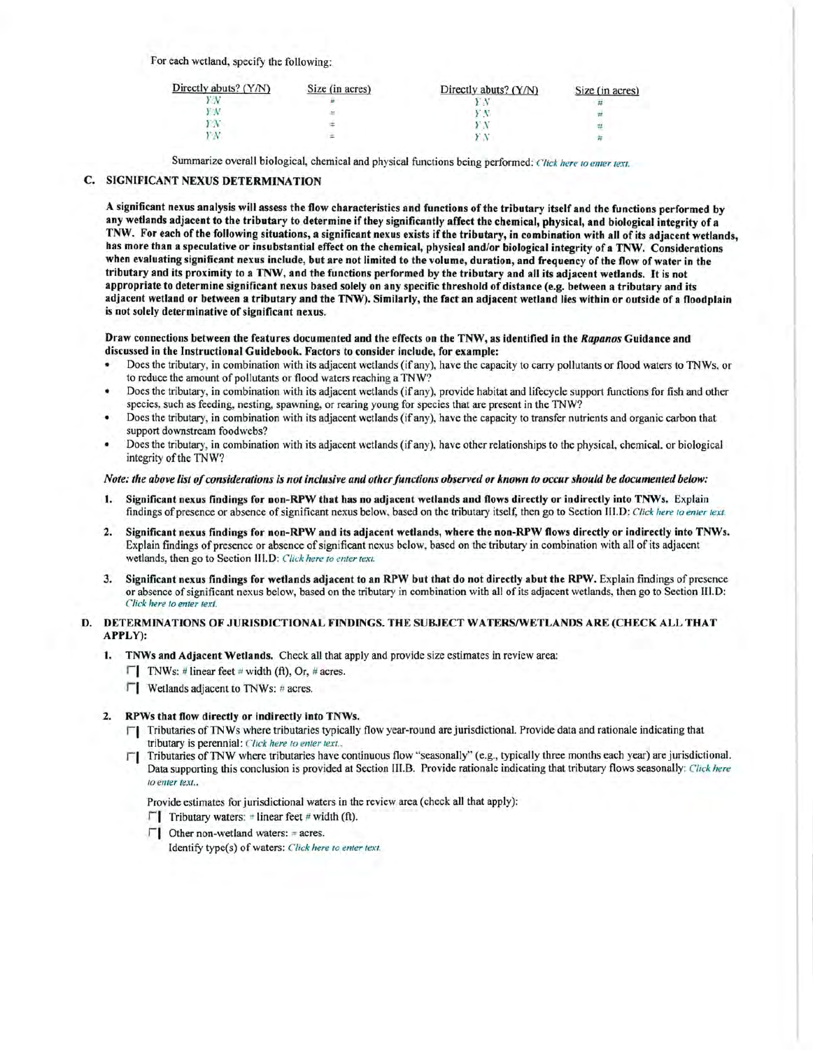For each wetland, specify the following:

| Directly abuts? (Y/N) | Size (in acres) | Directly abuts? (Y/N) | Size (in acres) |
|---|---|---|---|
| Y/N | # | Y/N | # |
| Y/N | # | Y/N | # |
| Y/N | # | Y/N | # |
| Y/N | # | Y/N | # |

Summarize overall biological, chemical and physical functions being performed: *Click here to enter text.*

## C. SIGNIFICANT NEXUS DETERMINATION

**A significant nexus analysis will assess the flow characteristics and functions of the tributary itself and the functions performed by any wetlands adjacent to the tributary to determine if they significantly affect the chemical, physical, and biological integrity of a TNW. For each of the following situations, a significant nexus exists if the tributary, in combination with all of its adjacent wetlands, has more than a speculative or insubstantial effect on the chemical, physical and/or biological integrity of a TNW. Considerations when evaluating significant nexus include, but are not limited to the volume, duration, and frequency of the flow of water in the tributary and its proximity to a TNW, and the functions performed by the tributary and all its adjacent wetlands. It is not appropriate to determine significant nexus based solely on any specific threshold of distance (e.g. between a tributary and its adjacent wetland or between a tributary and the TNW). Similarly, the fact an adjacent wetland lies within or outside of a floodplain is not solely determinative of significant nexus.**

**Draw connections between the features documented and the effects on the TNW, as identified in the *Rapanos* Guidance and discussed in the Instructional Guidebook. Factors to consider include, for example:**

- Does the tributary, in combination with its adjacent wetlands (if any), have the capacity to carry pollutants or flood waters to TNWs, or to reduce the amount of pollutants or flood waters reaching a TNW?
- Does the tributary, in combination with its adjacent wetlands (if any), provide habitat and lifecycle support functions for fish and other species, such as feeding, nesting, spawning, or rearing young for species that are present in the TNW?
- Does the tributary, in combination with its adjacent wetlands (if any), have the capacity to transfer nutrients and organic carbon that support downstream foodwebs?
- Does the tributary, in combination with its adjacent wetlands (if any), have other relationships to the physical, chemical, or biological integrity of the TNW?

***Note: the above list of considerations is not inclusive and other functions observed or known to occur should be documented below:***

1. **Significant nexus findings for non-RPW that has no adjacent wetlands and flows directly or indirectly into TNWs.** Explain findings of presence or absence of significant nexus below, based on the tributary itself, then go to Section III.D: *Click here to enter text.*

2. **Significant nexus findings for non-RPW and its adjacent wetlands, where the non-RPW flows directly or indirectly into TNWs.** Explain findings of presence or absence of significant nexus below, based on the tributary in combination with all of its adjacent wetlands, then go to Section III.D: *Click here to enter text.*

3. **Significant nexus findings for wetlands adjacent to an RPW but that do not directly abut the RPW.** Explain findings of presence or absence of significant nexus below, based on the tributary in combination with all of its adjacent wetlands, then go to Section III.D: *Click here to enter text.*

## D. DETERMINATIONS OF JURISDICTIONAL FINDINGS. THE SUBJECT WATERS/WETLANDS ARE (CHECK ALL THAT APPLY):

1. **TNWs and Adjacent Wetlands.** Check all that apply and provide size estimates in review area:
   - ☐ TNWs: # linear feet # width (ft), Or, # acres.
   - ☐ Wetlands adjacent to TNWs: # acres.

2. **RPWs that flow directly or indirectly into TNWs.**
   - ☐ Tributaries of TNWs where tributaries typically flow year-round are jurisdictional. Provide data and rationale indicating that tributary is perennial: *Click here to enter text.*.
   - ☐ Tributaries of TNW where tributaries have continuous flow "seasonally" (e.g., typically three months each year) are jurisdictional. Data supporting this conclusion is provided at Section III.B. Provide rationale indicating that tributary flows seasonally: *Click here to enter text.*.

   Provide estimates for jurisdictional waters in the review area (check all that apply):
   - ☐ Tributary waters: # linear feet # width (ft).
   - ☐ Other non-wetland waters: # acres.

     Identify type(s) of waters: *Click here to enter text.*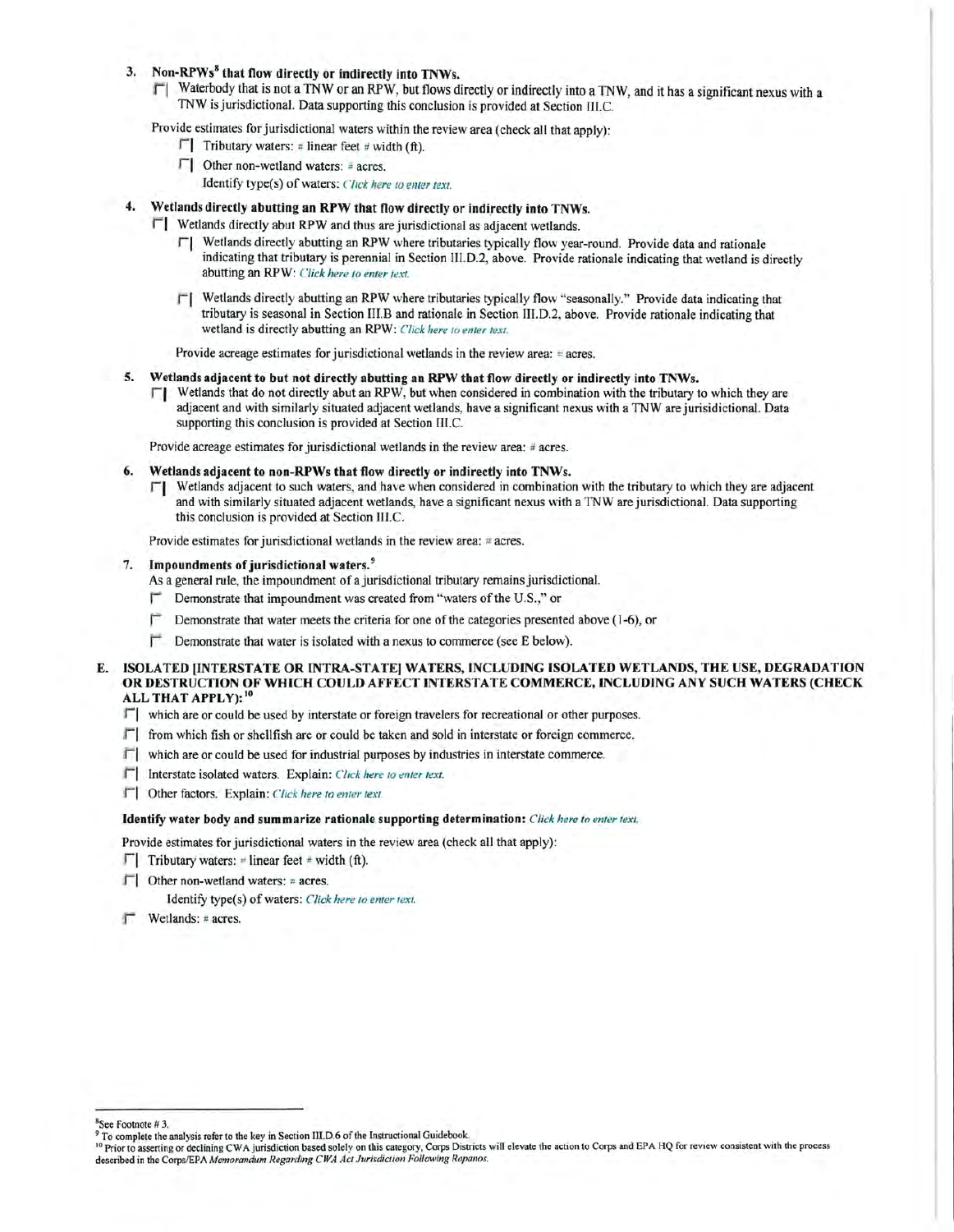3. **Non-RPWs[8] that flow directly or indirectly into TNWs.**

   ☐ Waterbody that is not a TNW or an RPW, but flows directly or indirectly into a TNW, and it has a significant nexus with a TNW is jurisdictional. Data supporting this conclusion is provided at Section III.C.

   Provide estimates for jurisdictional waters within the review area (check all that apply):

   - ☐ Tributary waters: # linear feet # width (ft).
   - ☐ Other non-wetland waters: # acres.

     Identify type(s) of waters: *Click here to enter text.*

4. **Wetlands directly abutting an RPW that flow directly or indirectly into TNWs.**

   ☐ Wetlands directly abut RPW and thus are jurisdictional as adjacent wetlands.

   - ☐ Wetlands directly abutting an RPW where tributaries typically flow year-round. Provide data and rationale indicating that tributary is perennial in Section III.D.2, above. Provide rationale indicating that wetland is directly abutting an RPW: *Click here to enter text.*
   - ☐ Wetlands directly abutting an RPW where tributaries typically flow "seasonally." Provide data indicating that tributary is seasonal in Section III.B and rationale in Section III.D.2, above. Provide rationale indicating that wetland is directly abutting an RPW: *Click here to enter text.*

   Provide acreage estimates for jurisdictional wetlands in the review area: # acres.

5. **Wetlands adjacent to but not directly abutting an RPW that flow directly or indirectly into TNWs.**

   ☐ Wetlands that do not directly abut an RPW, but when considered in combination with the tributary to which they are adjacent and with similarly situated adjacent wetlands, have a significant nexus with a TNW are jurisdictional. Data supporting this conclusion is provided at Section III.C.

   Provide acreage estimates for jurisdictional wetlands in the review area: # acres.

6. **Wetlands adjacent to non-RPWs that flow directly or indirectly into TNWs.**

   ☐ Wetlands adjacent to such waters, and have when considered in combination with the tributary to which they are adjacent and with similarly situated adjacent wetlands, have a significant nexus with a TNW are jurisdictional. Data supporting this conclusion is provided at Section III.C.

   Provide estimates for jurisdictional wetlands in the review area: # acres.

7. **Impoundments of jurisdictional waters.[9]**

   As a general rule, the impoundment of a jurisdictional tributary remains jurisdictional.

   - ☐ Demonstrate that impoundment was created from "waters of the U.S.," or
   - ☐ Demonstrate that water meets the criteria for one of the categories presented above (1-6), or
   - ☐ Demonstrate that water is isolated with a nexus to commerce (see E below).

**E. ISOLATED [INTERSTATE OR INTRA-STATE] WATERS, INCLUDING ISOLATED WETLANDS, THE USE, DEGRADATION OR DESTRUCTION OF WHICH COULD AFFECT INTERSTATE COMMERCE, INCLUDING ANY SUCH WATERS (CHECK ALL THAT APPLY):[10]**

- ☐ which are or could be used by interstate or foreign travelers for recreational or other purposes.
- ☐ from which fish or shellfish are or could be taken and sold in interstate or foreign commerce.
- ☐ which are or could be used for industrial purposes by industries in interstate commerce.
- ☐ Interstate isolated waters. Explain: *Click here to enter text.*
- ☐ Other factors. Explain: *Click here to enter text.*

**Identify water body and summarize rationale supporting determination:** *Click here to enter text.*

Provide estimates for jurisdictional waters in the review area (check all that apply):

- ☐ Tributary waters: # linear feet # width (ft).
- ☐ Other non-wetland waters: # acres.

  Identify type(s) of waters: *Click here to enter text.*
- ☐ Wetlands: # acres.

---

[8] See Footnote # 3.

[9] To complete the analysis refer to the key in Section III.D.6 of the Instructional Guidebook.

[10] Prior to asserting or declining CWA jurisdiction based solely on this category, Corps Districts will elevate the action to Corps and EPA HQ for review consistent with the process described in the Corps/EPA *Memorandum Regarding CWA Act Jurisdiction Following Rapanos.*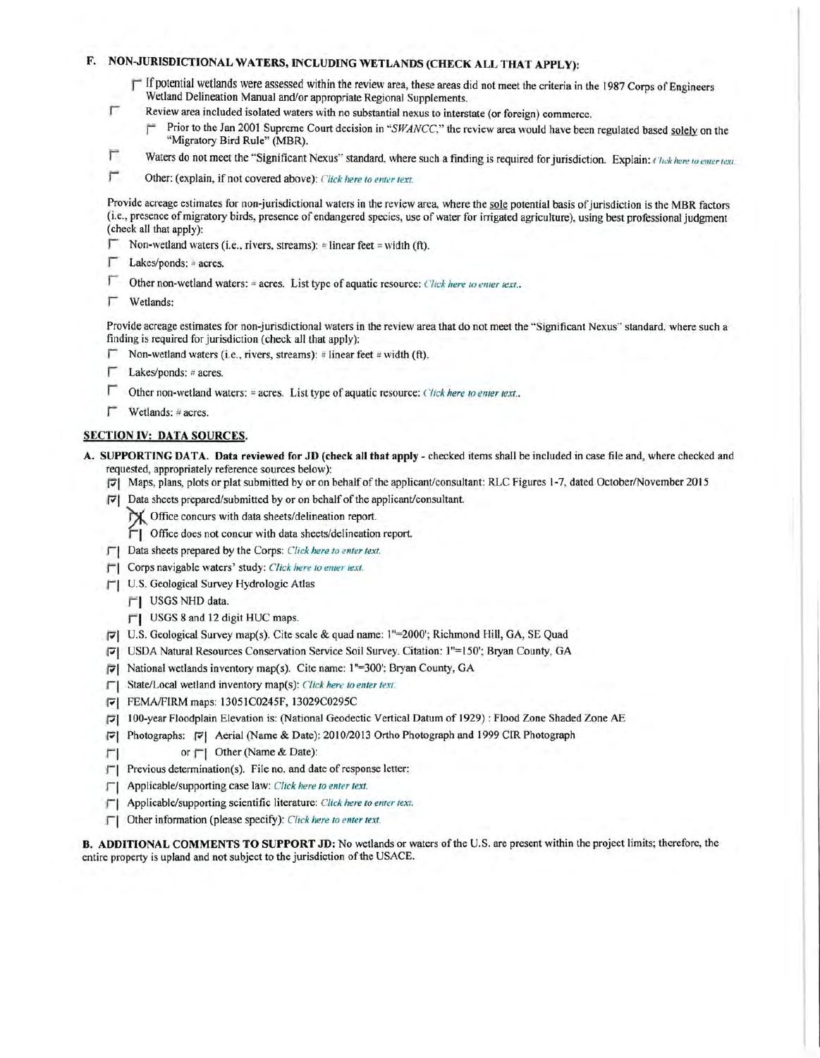## F. NON-JURISDICTIONAL WATERS, INCLUDING WETLANDS (CHECK ALL THAT APPLY):

- ☐ If potential wetlands were assessed within the review area, these areas did not meet the criteria in the 1987 Corps of Engineers Wetland Delineation Manual and/or appropriate Regional Supplements.
- ☐ Review area included isolated waters with no substantial nexus to interstate (or foreign) commerce.
  - ☐ Prior to the Jan 2001 Supreme Court decision in "*SWANCC*," the review area would have been regulated based solely on the "Migratory Bird Rule" (MBR).
- ☐ Waters do not meet the "Significant Nexus" standard, where such a finding is required for jurisdiction. Explain: *Click here to enter text.*
- ☐ Other: (explain, if not covered above): *Click here to enter text.*

Provide acreage estimates for non-jurisdictional waters in the review area, where the sole potential basis of jurisdiction is the MBR factors (i.e., presence of migratory birds, presence of endangered species, use of water for irrigated agriculture), using best professional judgment (check all that apply):

- ☐ Non-wetland waters (i.e., rivers, streams): # linear feet # width (ft).
- ☐ Lakes/ponds: # acres.
- ☐ Other non-wetland waters: # acres. List type of aquatic resource: *Click here to enter text.*.
- ☐ Wetlands:

Provide acreage estimates for non-jurisdictional waters in the review area that do not meet the "Significant Nexus" standard, where such a finding is required for jurisdiction (check all that apply):

- ☐ Non-wetland waters (i.e., rivers, streams): # linear feet # width (ft).
- ☐ Lakes/ponds: # acres.
- ☐ Other non-wetland waters: # acres. List type of aquatic resource: *Click here to enter text.*.
- ☐ Wetlands: # acres.

## SECTION IV: DATA SOURCES.

**A. SUPPORTING DATA. Data reviewed for JD (check all that apply** - checked items shall be included in case file and, where checked and requested, appropriately reference sources below):

- ☑ Maps, plans, plots or plat submitted by or on behalf of the applicant/consultant: RLC Figures 1-7, dated October/November 2015
- ☑ Data sheets prepared/submitted by or on behalf of the applicant/consultant.
  - ☒ Office concurs with data sheets/delineation report.
  - ☐ Office does not concur with data sheets/delineation report.
- ☐ Data sheets prepared by the Corps: *Click here to enter text.*
- ☐ Corps navigable waters' study: *Click here to enter text.*
- ☐ U.S. Geological Survey Hydrologic Atlas
  - ☐ USGS NHD data.
  - ☐ USGS 8 and 12 digit HUC maps.
- ☑ U.S. Geological Survey map(s). Cite scale & quad name: 1"=2000'; Richmond Hill, GA, SE Quad
- ☑ USDA Natural Resources Conservation Service Soil Survey. Citation: 1"=150'; Bryan County, GA
- ☑ National wetlands inventory map(s). Cite name: 1"=300'; Bryan County, GA
- ☐ State/Local wetland inventory map(s): *Click here to enter text.*
- ☑ FEMA/FIRM maps: 13051C0245F, 13029C0295C
- ☑ 100-year Floodplain Elevation is: (National Geodectic Vertical Datum of 1929) : Flood Zone Shaded Zone AE
- ☑ Photographs: ☑ Aerial (Name & Date): 2010/2013 Ortho Photograph and 1999 CIR Photograph
- ☐ or ☐ Other (Name & Date):
- ☐ Previous determination(s). File no. and date of response letter:
- ☐ Applicable/supporting case law: *Click here to enter text.*
- ☐ Applicable/supporting scientific literature: *Click here to enter text.*
- ☐ Other information (please specify): *Click here to enter text.*

**B. ADDITIONAL COMMENTS TO SUPPORT JD:** No wetlands or waters of the U.S. are present within the project limits; therefore, the entire property is upland and not subject to the jurisdiction of the USACE.